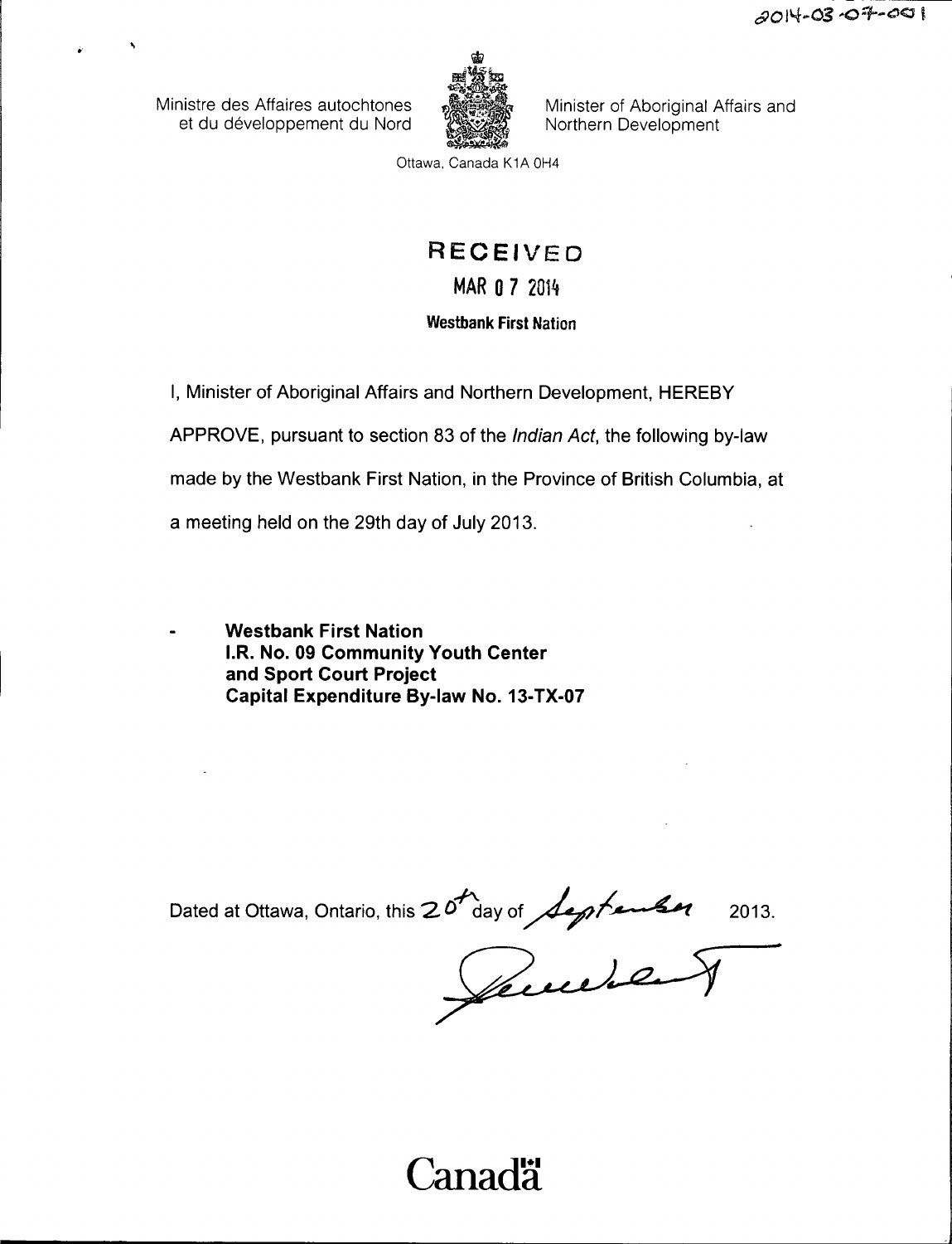2014-03-07-001

Ministre des Affaires autochtones et du développement du Nord

Minister of Aboriginal Affairs and Northern Development

Ottawa, Canada K1A 0H4

RECEIVED
MAR 07 2014
Westbank First Nation

I, Minister of Aboriginal Affairs and Northern Development, HEREBY APPROVE, pursuant to section 83 of the *Indian Act*, the following by-law made by the Westbank First Nation, in the Province of British Columbia, at a meeting held on the 29th day of July 2013.

- **Westbank First Nation I.R. No. 09 Community Youth Center and Sport Court Project Capital Expenditure By-law No. 13-TX-07**

Dated at Ottawa, Ontario, this 20th day of September 2013.

Canada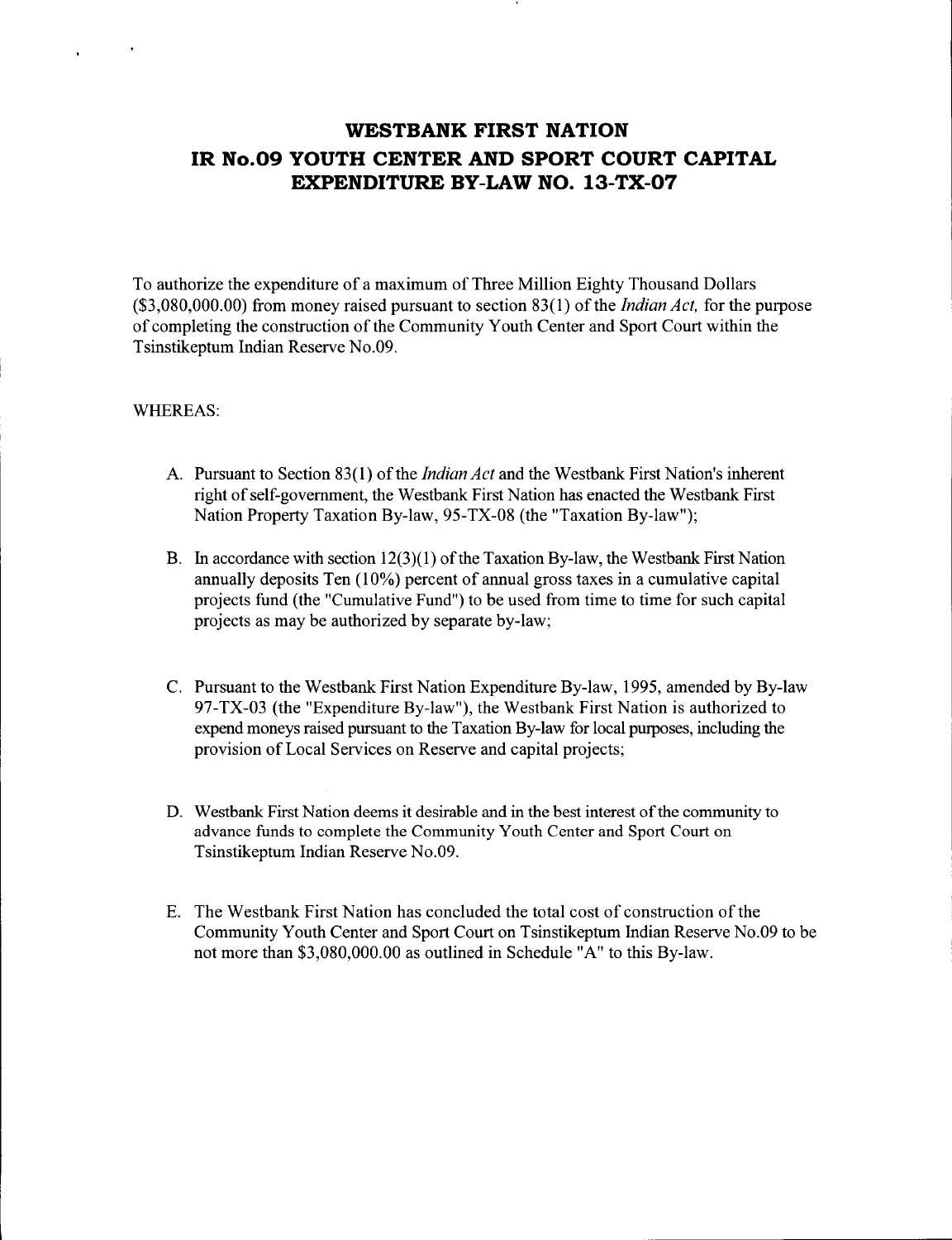# WESTBANK FIRST NATION
# IR No.09 YOUTH CENTER AND SPORT COURT CAPITAL EXPENDITURE BY-LAW NO. 13-TX-07

To authorize the expenditure of a maximum of Three Million Eighty Thousand Dollars ($3,080,000.00) from money raised pursuant to section 83(1) of the *Indian Act,* for the purpose of completing the construction of the Community Youth Center and Sport Court within the Tsinstikeptum Indian Reserve No.09.

WHEREAS:

A. Pursuant to Section 83(1) of the *Indian Act* and the Westbank First Nation's inherent right of self-government, the Westbank First Nation has enacted the Westbank First Nation Property Taxation By-law, 95-TX-08 (the "Taxation By-law");

B. In accordance with section 12(3)(1) of the Taxation By-law, the Westbank First Nation annually deposits Ten (10%) percent of annual gross taxes in a cumulative capital projects fund (the "Cumulative Fund") to be used from time to time for such capital projects as may be authorized by separate by-law;

C. Pursuant to the Westbank First Nation Expenditure By-law, 1995, amended by By-law 97-TX-03 (the "Expenditure By-law"), the Westbank First Nation is authorized to expend moneys raised pursuant to the Taxation By-law for local purposes, including the provision of Local Services on Reserve and capital projects;

D. Westbank First Nation deems it desirable and in the best interest of the community to advance funds to complete the Community Youth Center and Sport Court on Tsinstikeptum Indian Reserve No.09.

E. The Westbank First Nation has concluded the total cost of construction of the Community Youth Center and Sport Court on Tsinstikeptum Indian Reserve No.09 to be not more than $3,080,000.00 as outlined in Schedule "A" to this By-law.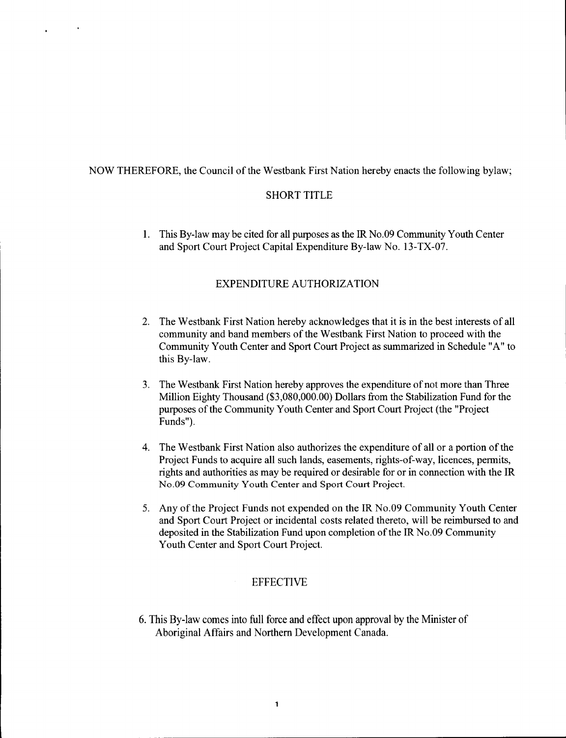NOW THEREFORE, the Council of the Westbank First Nation hereby enacts the following bylaw;

## SHORT TITLE

1. This By-law may be cited for all purposes as the IR No.09 Community Youth Center and Sport Court Project Capital Expenditure By-law No. 13-TX-07.

## EXPENDITURE AUTHORIZATION

2. The Westbank First Nation hereby acknowledges that it is in the best interests of all community and band members of the Westbank First Nation to proceed with the Community Youth Center and Sport Court Project as summarized in Schedule "A" to this By-law.

3. The Westbank First Nation hereby approves the expenditure of not more than Three Million Eighty Thousand ($3,080,000.00) Dollars from the Stabilization Fund for the purposes of the Community Youth Center and Sport Court Project (the "Project Funds").

4. The Westbank First Nation also authorizes the expenditure of all or a portion of the Project Funds to acquire all such lands, easements, rights-of-way, licences, permits, rights and authorities as may be required or desirable for or in connection with the IR No.09 Community Youth Center and Sport Court Project.

5. Any of the Project Funds not expended on the IR No.09 Community Youth Center and Sport Court Project or incidental costs related thereto, will be reimbursed to and deposited in the Stabilization Fund upon completion of the IR No.09 Community Youth Center and Sport Court Project.

## EFFECTIVE

6. This By-law comes into full force and effect upon approval by the Minister of Aboriginal Affairs and Northern Development Canada.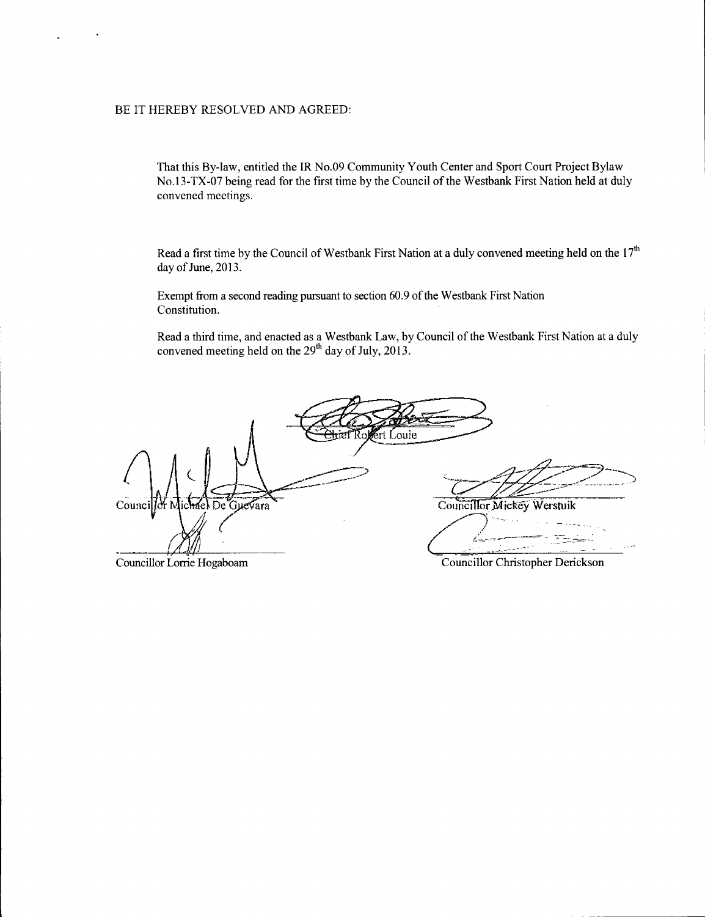BE IT HEREBY RESOLVED AND AGREED:

That this By-law, entitled the IR No.09 Community Youth Center and Sport Court Project Bylaw No.13-TX-07 being read for the first time by the Council of the Westbank First Nation held at duly convened meetings.

Read a first time by the Council of Westbank First Nation at a duly convened meeting held on the 17th day of June, 2013.

Exempt from a second reading pursuant to section 60.9 of the Westbank First Nation Constitution.

Read a third time, and enacted as a Westbank Law, by Council of the Westbank First Nation at a duly convened meeting held on the 29th day of July, 2013.

Chief Robert Louie

Councillor Michael De Guevara

Councillor Mickey Werstuik

Councillor Lorrie Hogaboam

Councillor Christopher Derickson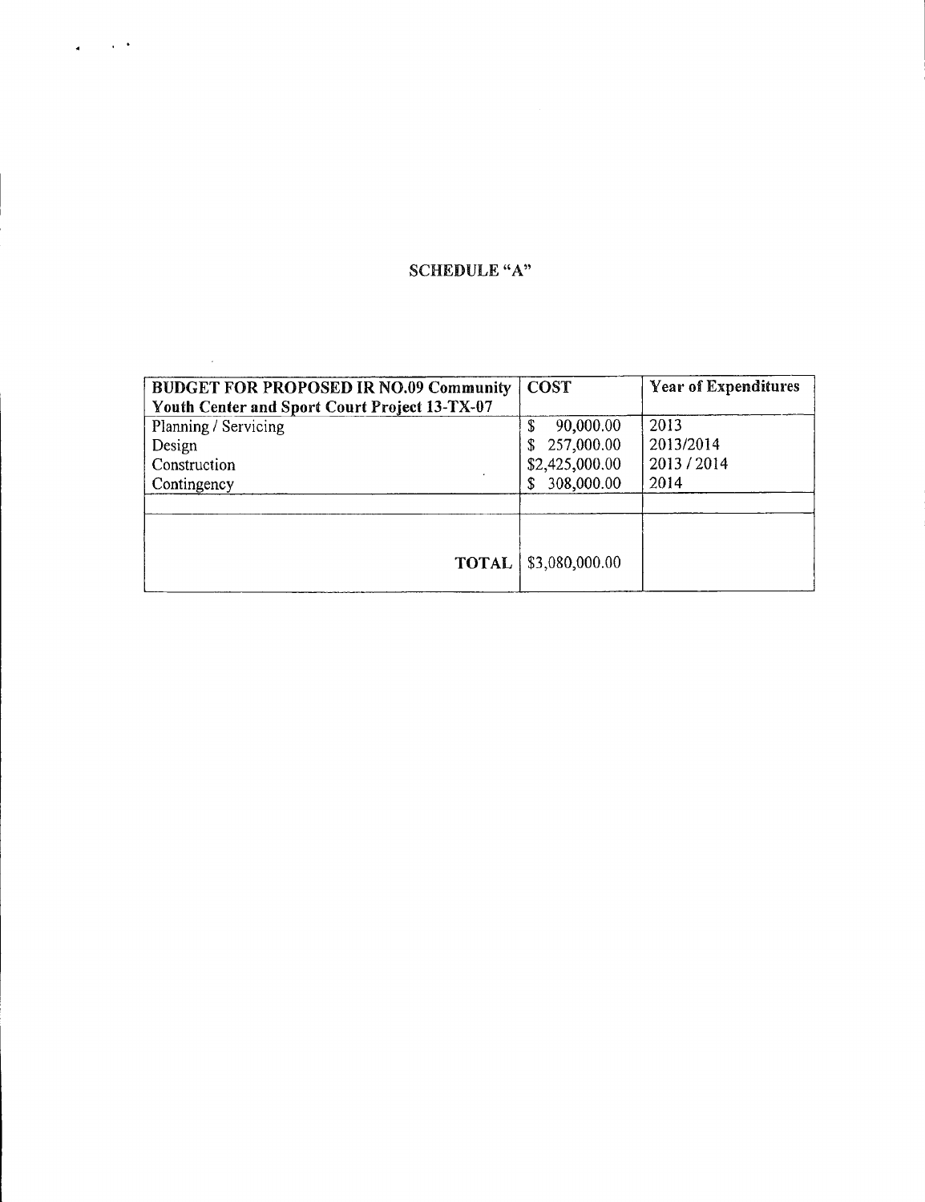# SCHEDULE "A"

| BUDGET FOR PROPOSED IR NO.09 Community Youth Center and Sport Court Project 13-TX-07 | COST | Year of Expenditures |
|---|---|---|
| Planning / Servicing | $ 90,000.00 | 2013 |
| Design | $ 257,000.00 | 2013/2014 |
| Construction | $2,425,000.00 | 2013 / 2014 |
| Contingency | $ 308,000.00 | 2014 |
| | | |
| **TOTAL** | $3,080,000.00 | |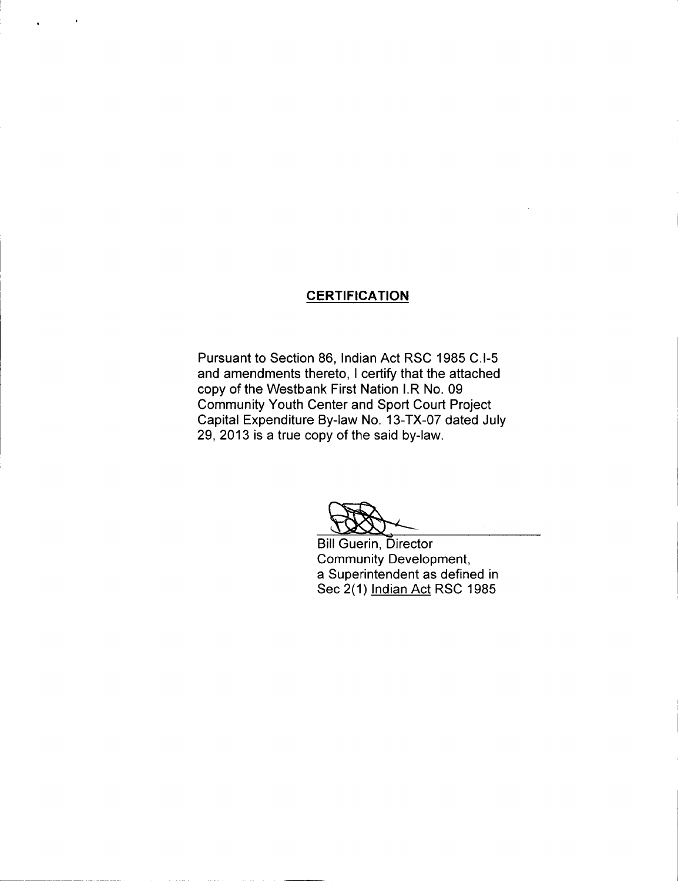## CERTIFICATION

Pursuant to Section 86, Indian Act RSC 1985 C.I-5 and amendments thereto, I certify that the attached copy of the Westbank First Nation I.R No. 09 Community Youth Center and Sport Court Project Capital Expenditure By-law No. 13-TX-07 dated July 29, 2013 is a true copy of the said by-law.

Bill Guerin, Director
Community Development,
a Superintendent as defined in
Sec 2(1) Indian Act RSC 1985